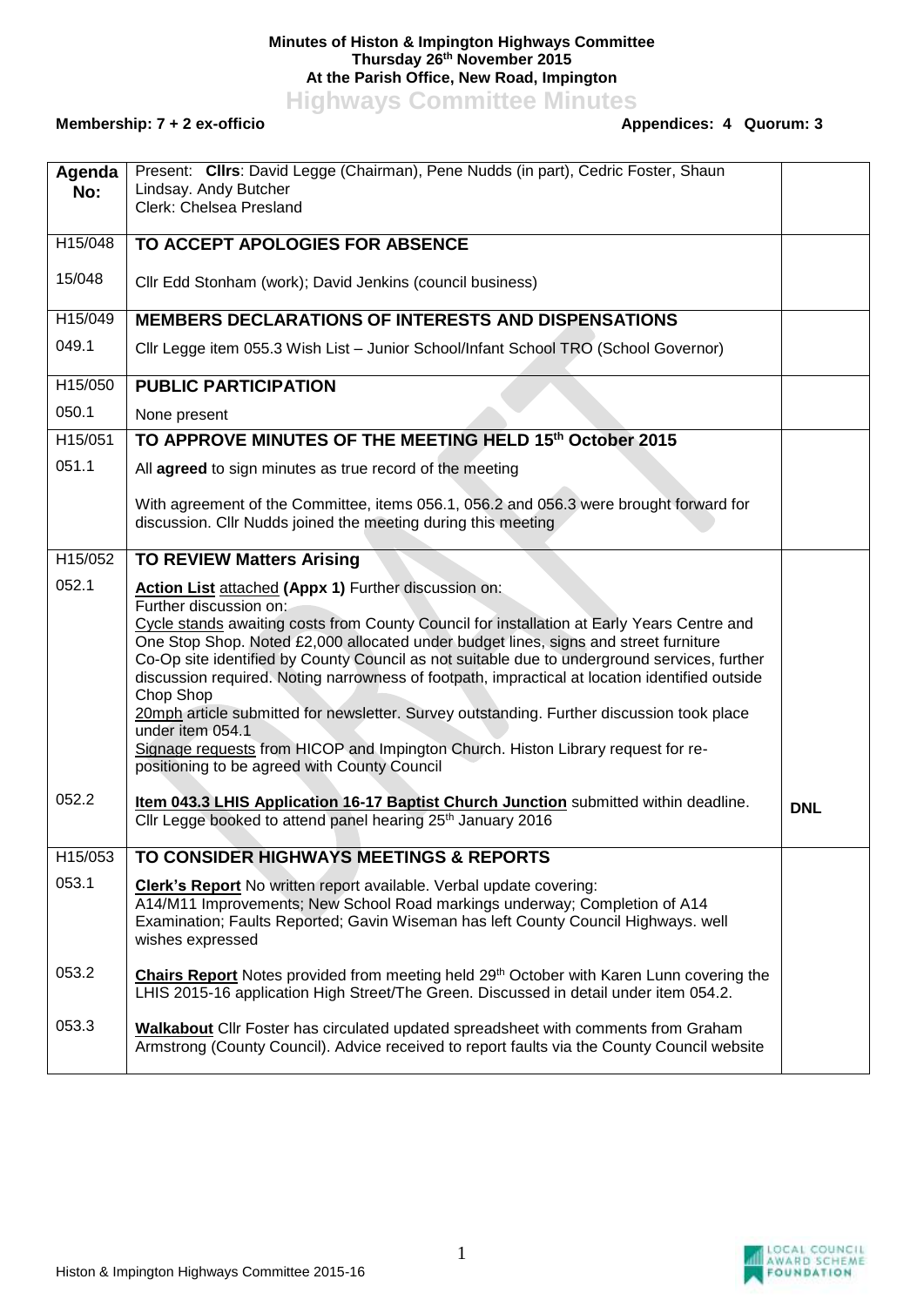**Minutes of Histon & Impington Highways Committee**
**Thursday 26th November 2015**
**At the Parish Office, New Road, Impington**

# Highways Committee Minutes

**Membership: 7 + 2 ex-officio** **Appendices: 4 Quorum: 3**

| Agenda No: | Present: **Cllrs**: David Legge (Chairman), Pene Nudds (in part), Cedric Foster, Shaun Lindsay. Andy Butcher<br>Clerk: Chelsea Presland | |
|---|---|---|
| H15/048 | **TO ACCEPT APOLOGIES FOR ABSENCE** | |
| 15/048 | Cllr Edd Stonham (work); David Jenkins (council business) | |
| H15/049 | **MEMBERS DECLARATIONS OF INTERESTS AND DISPENSATIONS** | |
| 049.1 | Cllr Legge item 055.3 Wish List – Junior School/Infant School TRO (School Governor) | |
| H15/050 | **PUBLIC PARTICIPATION** | |
| 050.1 | None present | |
| H15/051 | **TO APPROVE MINUTES OF THE MEETING HELD 15th October 2015** | |
| 051.1 | All **agreed** to sign minutes as true record of the meeting<br><br>With agreement of the Committee, items 056.1, 056.2 and 056.3 were brought forward for discussion. Cllr Nudds joined the meeting during this meeting | |
| H15/052 | **TO REVIEW Matters Arising** | |
| 052.1 | **Action List** attached **(Appx 1)** Further discussion on:<br>Further discussion on:<br>Cycle stands awaiting costs from County Council for installation at Early Years Centre and One Stop Shop. Noted £2,000 allocated under budget lines, signs and street furniture Co-Op site identified by County Council as not suitable due to underground services, further discussion required. Noting narrowness of footpath, impractical at location identified outside Chop Shop<br>20mph article submitted for newsletter. Survey outstanding. Further discussion took place under item 054.1<br>Signage requests from HICOP and Impington Church. Histon Library request for re-positioning to be agreed with County Council | |
| 052.2 | **Item 043.3 LHIS Application 16-17 Baptist Church Junction** submitted within deadline. Cllr Legge booked to attend panel hearing 25th January 2016 | **DNL** |
| H15/053 | **TO CONSIDER HIGHWAYS MEETINGS & REPORTS** | |
| 053.1 | **Clerk's Report** No written report available. Verbal update covering:<br>A14/M11 Improvements; New School Road markings underway; Completion of A14 Examination; Faults Reported; Gavin Wiseman has left County Council Highways. well wishes expressed | |
| 053.2 | **Chairs Report** Notes provided from meeting held 29th October with Karen Lunn covering the LHIS 2015-16 application High Street/The Green. Discussed in detail under item 054.2. | |
| 053.3 | **Walkabout** Cllr Foster has circulated updated spreadsheet with comments from Graham Armstrong (County Council). Advice received to report faults via the County Council website | |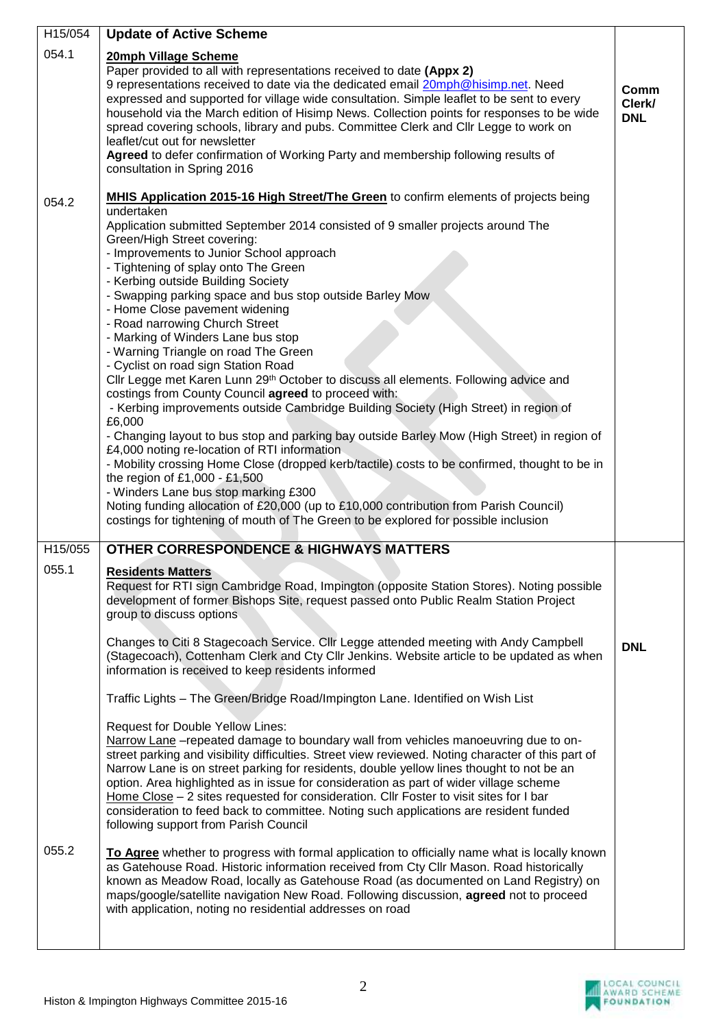| | | |
|---|---|---|
| H15/054 | **Update of Active Scheme** | |
| 054.1 | **20mph Village Scheme**<br>Paper provided to all with representations received to date **(Appx 2)**<br>9 representations received to date via the dedicated email 20mph@hisimp.net. Need expressed and supported for village wide consultation. Simple leaflet to be sent to every household via the March edition of Hisimp News. Collection points for responses to be wide spread covering schools, library and pubs. Committee Clerk and Cllr Legge to work on leaflet/cut out for newsletter<br>**Agreed** to defer confirmation of Working Party and membership following results of consultation in Spring 2016 | **Comm Clerk/ DNL** |
| 054.2 | **MHIS Application 2015-16 High Street/The Green** to confirm elements of projects being undertaken<br>Application submitted September 2014 consisted of 9 smaller projects around The Green/High Street covering:<br>- Improvements to Junior School approach<br>- Tightening of splay onto The Green<br>- Kerbing outside Building Society<br>- Swapping parking space and bus stop outside Barley Mow<br>- Home Close pavement widening<br>- Road narrowing Church Street<br>- Marking of Winders Lane bus stop<br>- Warning Triangle on road The Green<br>- Cyclist on road sign Station Road<br>Cllr Legge met Karen Lunn 29th October to discuss all elements. Following advice and costings from County Council **agreed** to proceed with:<br>- Kerbing improvements outside Cambridge Building Society (High Street) in region of £6,000<br>- Changing layout to bus stop and parking bay outside Barley Mow (High Street) in region of £4,000 noting re-location of RTI information<br>- Mobility crossing Home Close (dropped kerb/tactile) costs to be confirmed, thought to be in the region of £1,000 - £1,500<br>- Winders Lane bus stop marking £300<br>Noting funding allocation of £20,000 (up to £10,000 contribution from Parish Council) costings for tightening of mouth of The Green to be explored for possible inclusion | |
| H15/055 | **OTHER CORRESPONDENCE & HIGHWAYS MATTERS** | |
| 055.1 | **Residents Matters**<br>Request for RTI sign Cambridge Road, Impington (opposite Station Stores). Noting possible development of former Bishops Site, request passed onto Public Realm Station Project group to discuss options<br><br>Changes to Citi 8 Stagecoach Service. Cllr Legge attended meeting with Andy Campbell (Stagecoach), Cottenham Clerk and Cty Cllr Jenkins. Website article to be updated as when information is received to keep residents informed<br><br>Traffic Lights – The Green/Bridge Road/Impington Lane. Identified on Wish List<br><br>Request for Double Yellow Lines:<br>Narrow Lane –repeated damage to boundary wall from vehicles manoeuvring due to on-street parking and visibility difficulties. Street view reviewed. Noting character of this part of Narrow Lane is on street parking for residents, double yellow lines thought to not be an option. Area highlighted as in issue for consideration as part of wider village scheme<br>Home Close – 2 sites requested for consideration. Cllr Foster to visit sites for I bar consideration to feed back to committee. Noting such applications are resident funded following support from Parish Council | **DNL** |
| 055.2 | **To Agree** whether to progress with formal application to officially name what is locally known as Gatehouse Road. Historic information received from Cty Cllr Mason. Road historically known as Meadow Road, locally as Gatehouse Road (as documented on Land Registry) on maps/google/satellite navigation New Road. Following discussion, **agreed** not to proceed with application, noting no residential addresses on road | |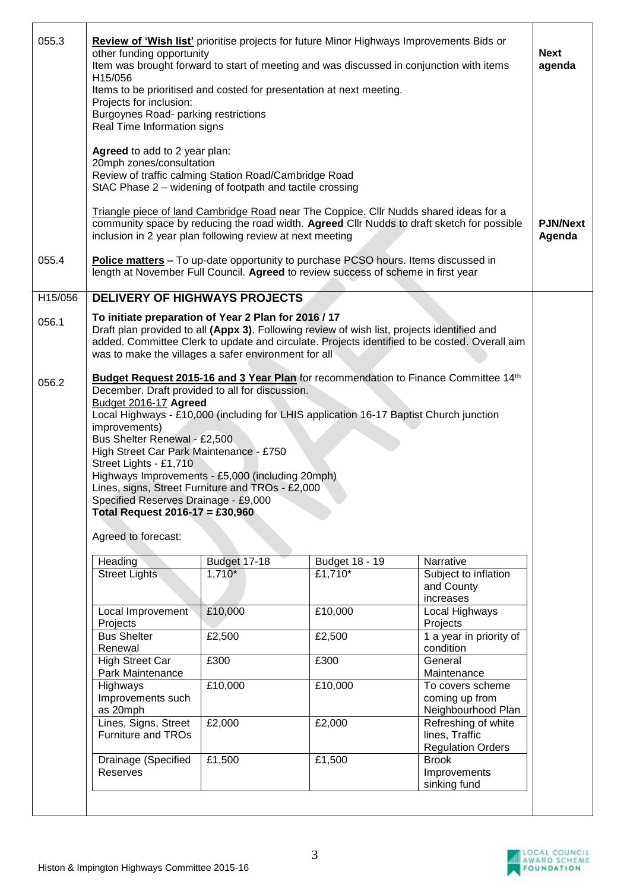| | | |
|---|---|---|
| 055.3 | **Review of 'Wish list'** prioritise projects for future Minor Highways Improvements Bids or other funding opportunity<br>Item was brought forward to start of meeting and was discussed in conjunction with items H15/056<br>Items to be prioritised and costed for presentation at next meeting.<br>Projects for inclusion:<br>Burgoynes Road- parking restrictions<br>Real Time Information signs<br><br>**Agreed** to add to 2 year plan:<br>20mph zones/consultation<br>Review of traffic calming Station Road/Cambridge Road<br>StAC Phase 2 – widening of footpath and tactile crossing<br><br>Triangle piece of land Cambridge Road near The Coppice. Cllr Nudds shared ideas for a community space by reducing the road width. **Agreed** Cllr Nudds to draft sketch for possible inclusion in 2 year plan following review at next meeting | **Next agenda**<br><br><br><br><br><br><br><br><br><br><br><br>**PJN/Next Agenda** |
| 055.4 | **Police matters** – To up-date opportunity to purchase PCSO hours. Items discussed in length at November Full Council. **Agreed** to review success of scheme in first year | |
| H15/056 | **DELIVERY OF HIGHWAYS PROJECTS** | |
| 056.1 | **To initiate preparation of Year 2 Plan for 2016 / 17**<br>Draft plan provided to all **(Appx 3)**. Following review of wish list, projects identified and added. Committee Clerk to update and circulate. Projects identified to be costed. Overall aim was to make the villages a safer environment for all | |
| 056.2 | **Budget Request 2015-16 and 3 Year Plan** for recommendation to Finance Committee 14th December. Draft provided to all for discussion.<br>Budget 2016-17 **Agreed**<br>Local Highways - £10,000 (including for LHIS application 16-17 Baptist Church junction improvements)<br>Bus Shelter Renewal - £2,500<br>High Street Car Park Maintenance - £750<br>Street Lights - £1,710<br>Highways Improvements - £5,000 (including 20mph)<br>Lines, signs, Street Furniture and TROs - £2,000<br>Specified Reserves Drainage - £9,000<br>**Total Request 2016-17 = £30,960**<br><br>Agreed to forecast: | |

| Heading | Budget 17-18 | Budget 18 - 19 | Narrative |
|---|---|---|---|
| Street Lights | 1,710* | £1,710* | Subject to inflation and County increases |
| Local Improvement Projects | £10,000 | £10,000 | Local Highways Projects |
| Bus Shelter Renewal | £2,500 | £2,500 | 1 a year in priority of condition |
| High Street Car Park Maintenance | £300 | £300 | General Maintenance |
| Highways Improvements such as 20mph | £10,000 | £10,000 | To covers scheme coming up from Neighbourhood Plan |
| Lines, Signs, Street Furniture and TROs | £2,000 | £2,000 | Refreshing of white lines, Traffic Regulation Orders |
| Drainage (Specified Reserves | £1,500 | £1,500 | Brook Improvements sinking fund |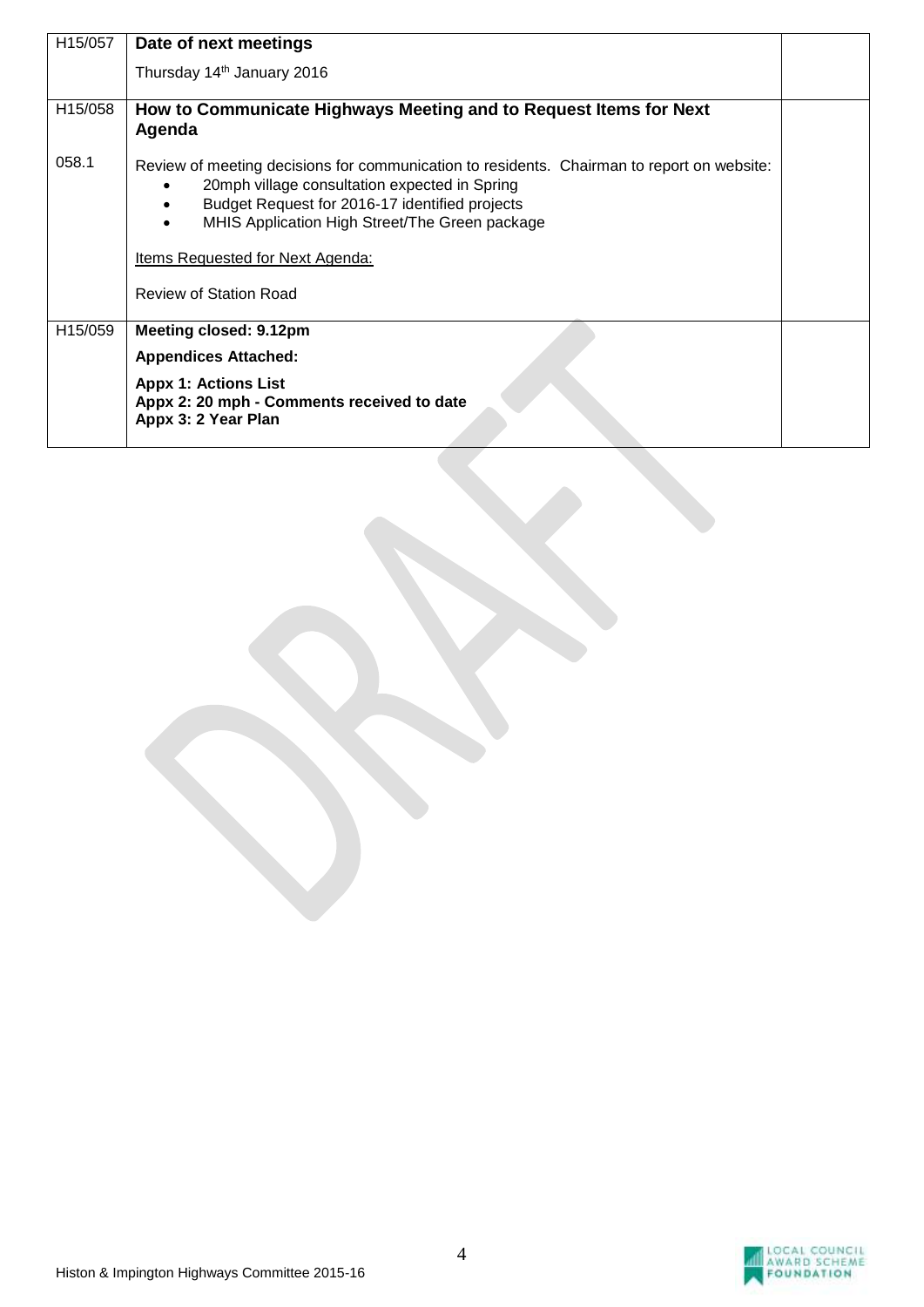| | | |
|---|---|---|
| H15/057 | **Date of next meetings**<br><br>Thursday 14th January 2016 | |
| H15/058 | **How to Communicate Highways Meeting and to Request Items for Next Agenda** | |
| 058.1 | Review of meeting decisions for communication to residents. Chairman to report on website:<br>• 20mph village consultation expected in Spring<br>• Budget Request for 2016-17 identified projects<br>• MHIS Application High Street/The Green package<br><br>Items Requested for Next Agenda:<br><br>Review of Station Road | |
| H15/059 | **Meeting closed: 9.12pm**<br><br>**Appendices Attached:**<br><br>**Appx 1: Actions List**<br>**Appx 2: 20 mph - Comments received to date**<br>**Appx 3: 2 Year Plan** | |

DRAFT